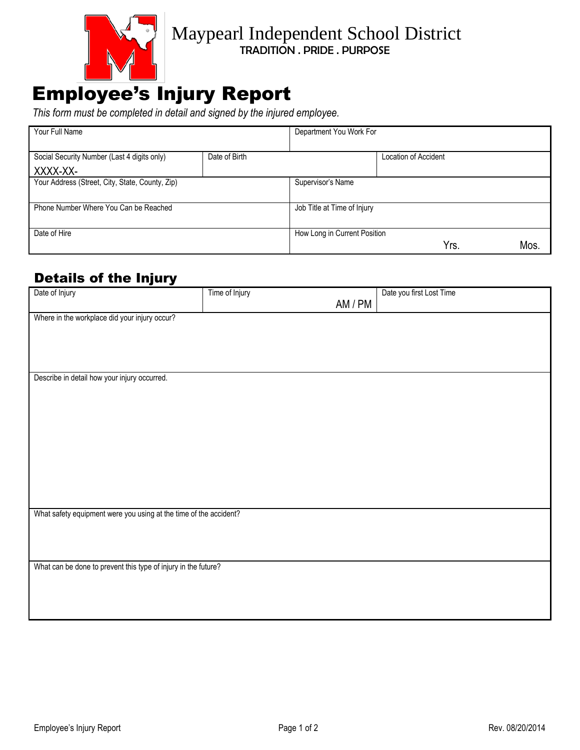Maypearl Independent School District
TRADITION . PRIDE . PURPOSE

# Employee's Injury Report

*This form must be completed in detail and signed by the injured employee.*

| Your Full Name | | Department You Work For | |
|---|---|---|---|
| Social Security Number (Last 4 digits only) XXXX-XX- | Date of Birth | | Location of Accident |
| Your Address (Street, City, State, County, Zip) | | Supervisor's Name | |
| Phone Number Where You Can be Reached | | Job Title at Time of Injury | |
| Date of Hire | | How Long in Current Position Yrs. Mos. | |

## Details of the Injury

| Date of Injury | Time of Injury AM / PM | Date you first Lost Time |
|---|---|---|
| Where in the workplace did your injury occur? | | |
| Describe in detail how your injury occurred. | | |
| What safety equipment were you using at the time of the accident? | | |
| What can be done to prevent this type of injury in the future? | | |

Employee's Injury Report

Rev. 08/20/2014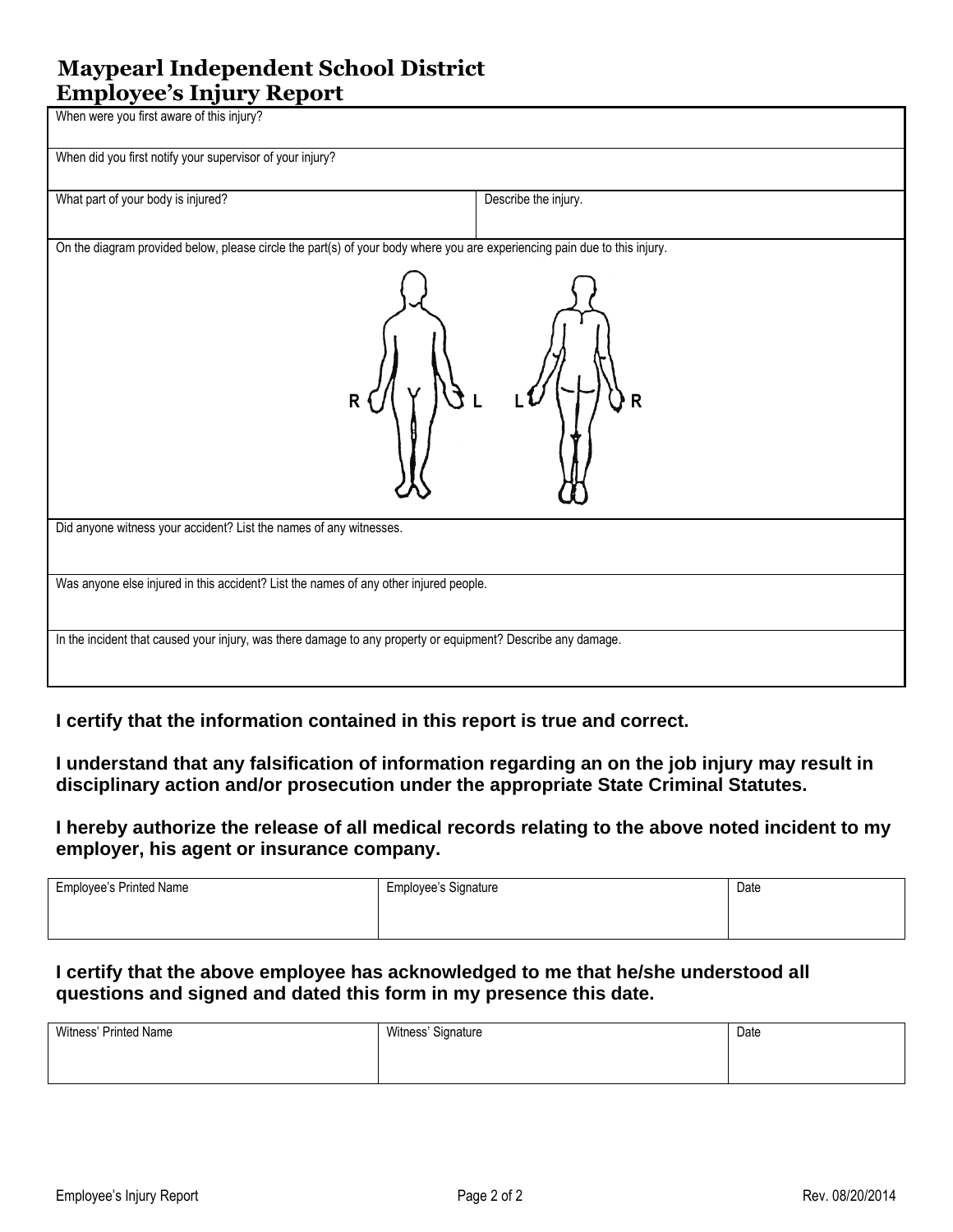# Maypearl Independent School District
## Employee's Injury Report

| | |
|---|---|
| When were you first aware of this injury? | |
| When did you first notify your supervisor of your injury? | |
| What part of your body is injured? | Describe the injury. |
| On the diagram provided below, please circle the part(s) of your body where you are experiencing pain due to this injury. | |
| Did anyone witness your accident? List the names of any witnesses. | |
| Was anyone else injured in this accident? List the names of any other injured people. | |
| In the incident that caused your injury, was there damage to any property or equipment? Describe any damage. | |

R L L R

**I certify that the information contained in this report is true and correct.**

**I understand that any falsification of information regarding an on the job injury may result in disciplinary action and/or prosecution under the appropriate State Criminal Statutes.**

**I hereby authorize the release of all medical records relating to the above noted incident to my employer, his agent or insurance company.**

| Employee's Printed Name | Employee's Signature | Date |
|---|---|---|
| | | |

**I certify that the above employee has acknowledged to me that he/she understood all questions and signed and dated this form in my presence this date.**

| Witness' Printed Name | Witness' Signature | Date |
|---|---|---|
| | | |

Rev. 08/20/2014